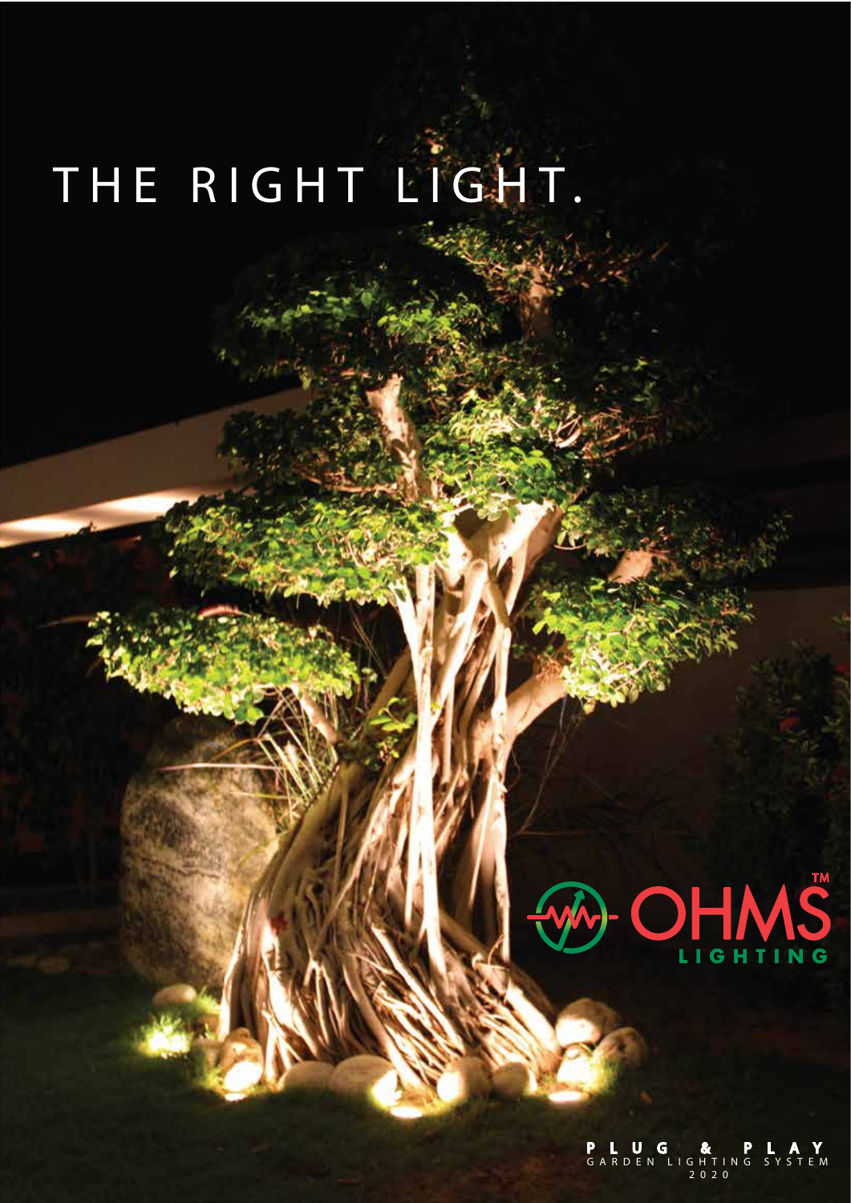# THE RIGHT LIGHT.

OHMS™ LIGHTING

PLUG & PLAY
GARDEN LIGHTING SYSTEM
2020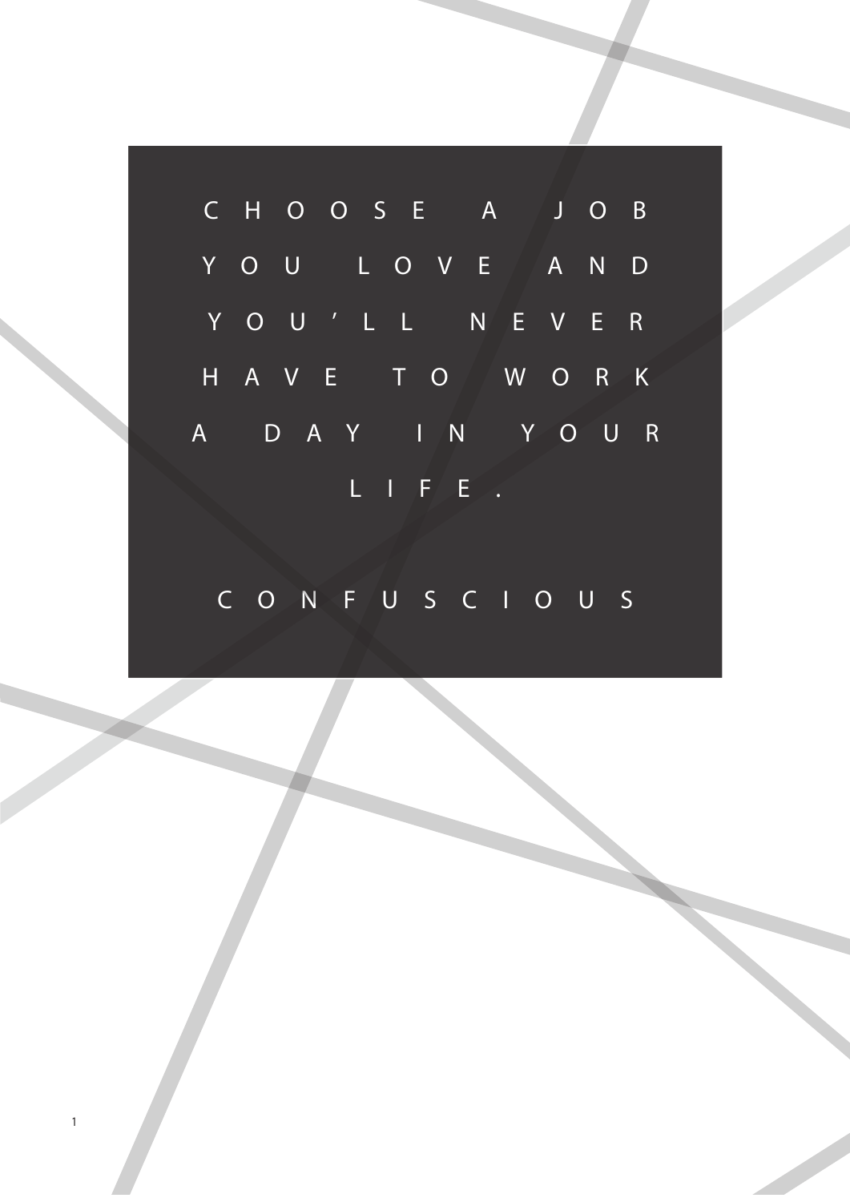CHOOSE A JOB YOU LOVE AND YOU'LL NEVER HAVE TO WORK A DAY IN YOUR LIFE.

CONFUSCIOUS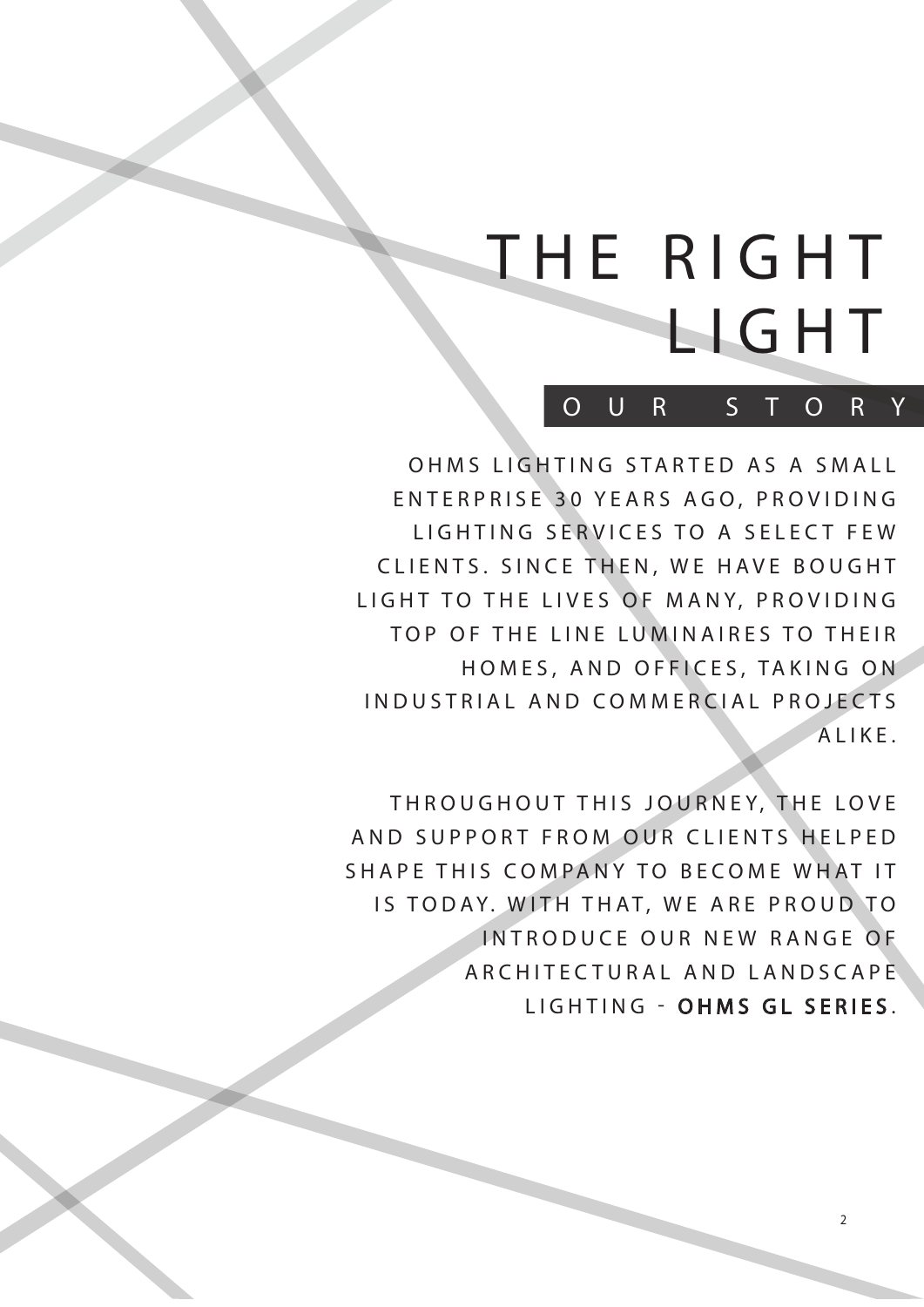# THE RIGHT LIGHT

## OUR STORY

OHMS LIGHTING STARTED AS A SMALL ENTERPRISE 30 YEARS AGO, PROVIDING LIGHTING SERVICES TO A SELECT FEW CLIENTS. SINCE THEN, WE HAVE BOUGHT LIGHT TO THE LIVES OF MANY, PROVIDING TOP OF THE LINE LUMINAIRES TO THEIR HOMES, AND OFFICES, TAKING ON INDUSTRIAL AND COMMERCIAL PROJECTS ALIKE.

THROUGHOUT THIS JOURNEY, THE LOVE AND SUPPORT FROM OUR CLIENTS HELPED SHAPE THIS COMPANY TO BECOME WHAT IT IS TODAY. WITH THAT, WE ARE PROUD TO INTRODUCE OUR NEW RANGE OF ARCHITECTURAL AND LANDSCAPE LIGHTING - **OHMS GL SERIES**.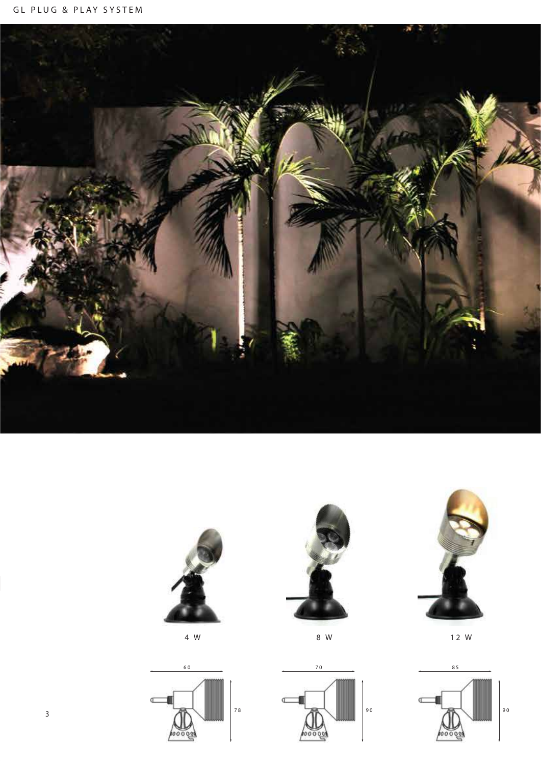4 W

8 W

12 W

60

78

70

90

85

90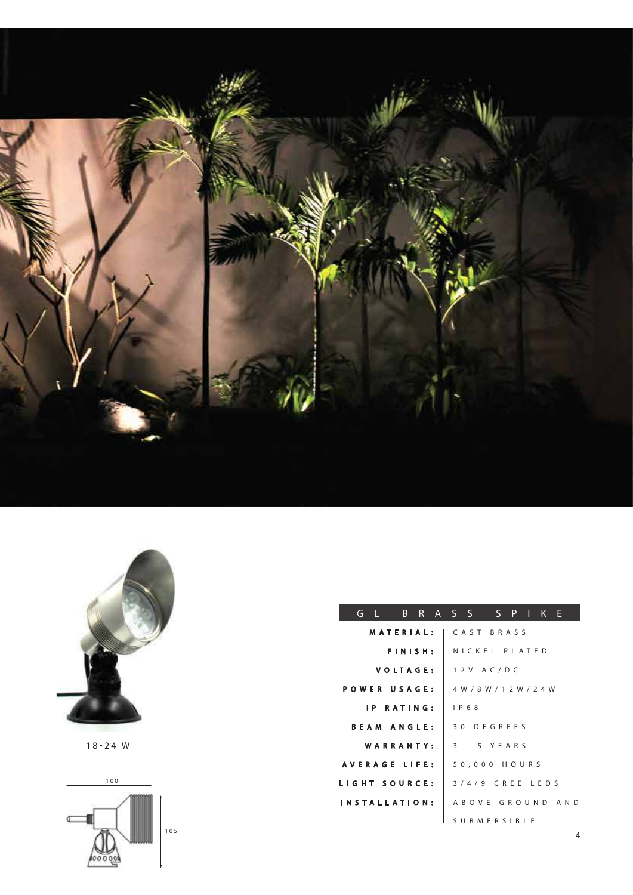18-24 W

100

105

## GL BRASS SPIKE

| | |
|---|---|
| MATERIAL: | CAST BRASS |
| FINISH: | NICKEL PLATED |
| VOLTAGE: | 12V AC/DC |
| POWER USAGE: | 4W/8W/12W/24W |
| IP RATING: | IP68 |
| BEAM ANGLE: | 30 DEGREES |
| WARRANTY: | 3 - 5 YEARS |
| AVERAGE LIFE: | 50,000 HOURS |
| LIGHT SOURCE: | 3/4/9 CREE LEDS |
| INSTALLATION: | ABOVE GROUND AND SUBMERSIBLE |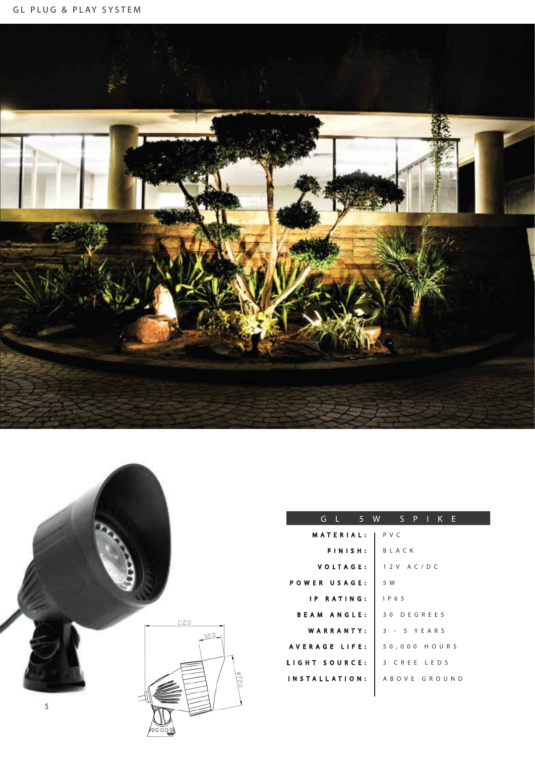## GL 5W SPIKE

| | |
|---|---|
| MATERIAL: | PVC |
| FINISH: | BLACK |
| VOLTAGE: | 12V AC/DC |
| POWER USAGE: | 5W |
| IP RATING: | IP65 |
| BEAM ANGLE: | 30 DEGREES |
| WARRANTY: | 3 - 5 YEARS |
| AVERAGE LIFE: | 50,000 HOURS |
| LIGHT SOURCE: | 3 CREE LEDS |
| INSTALLATION: | ABOVE GROUND |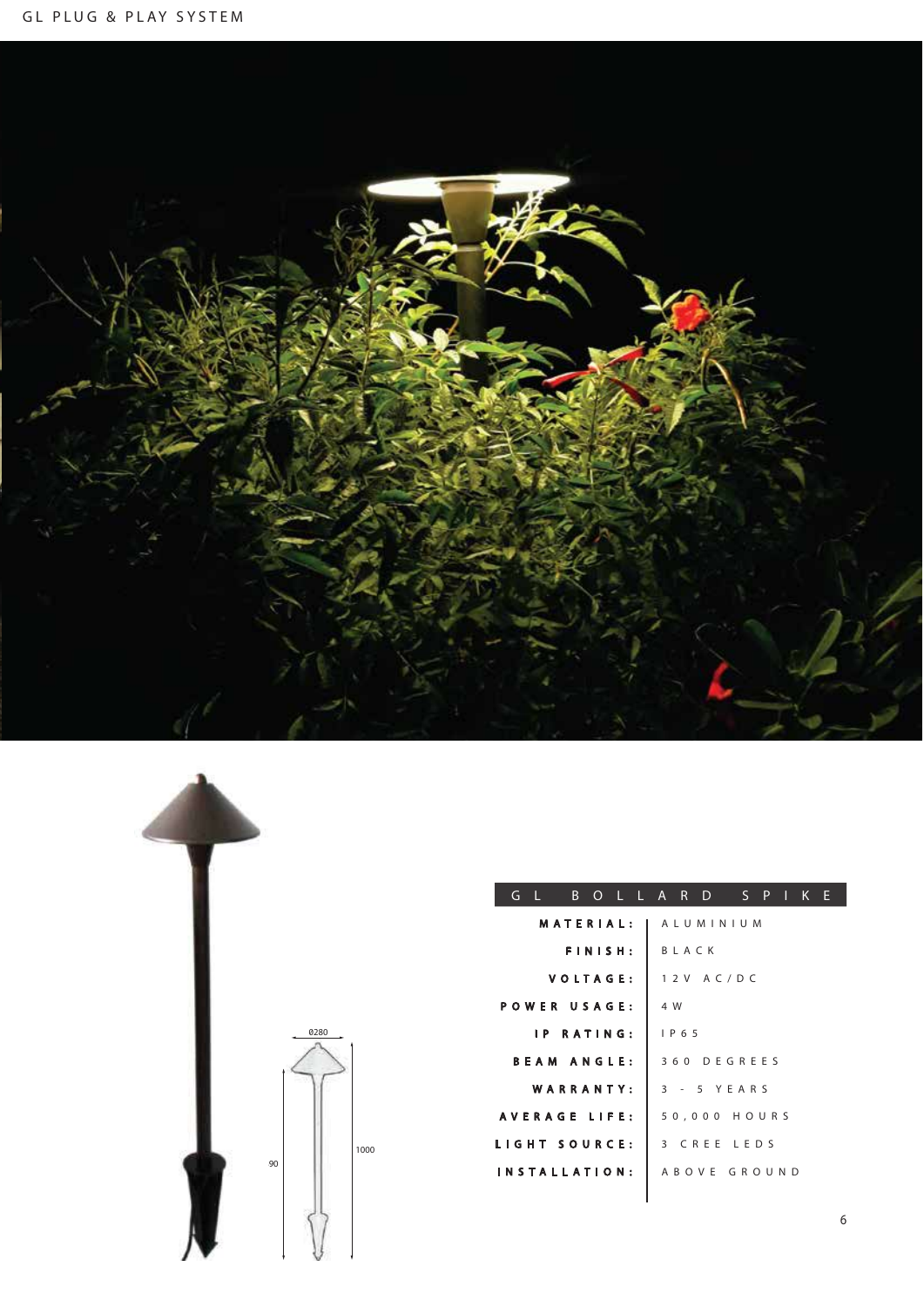## GL BOLLARD SPIKE

| | |
|---|---|
| **MATERIAL:** | ALUMINIUM |
| **FINISH:** | BLACK |
| **VOLTAGE:** | 12V AC/DC |
| **POWER USAGE:** | 4W |
| **IP RATING:** | IP65 |
| **BEAM ANGLE:** | 360 DEGREES |
| **WARRANTY:** | 3 - 5 YEARS |
| **AVERAGE LIFE:** | 50,000 HOURS |
| **LIGHT SOURCE:** | 3 CREE LEDS |
| **INSTALLATION:** | ABOVE GROUND |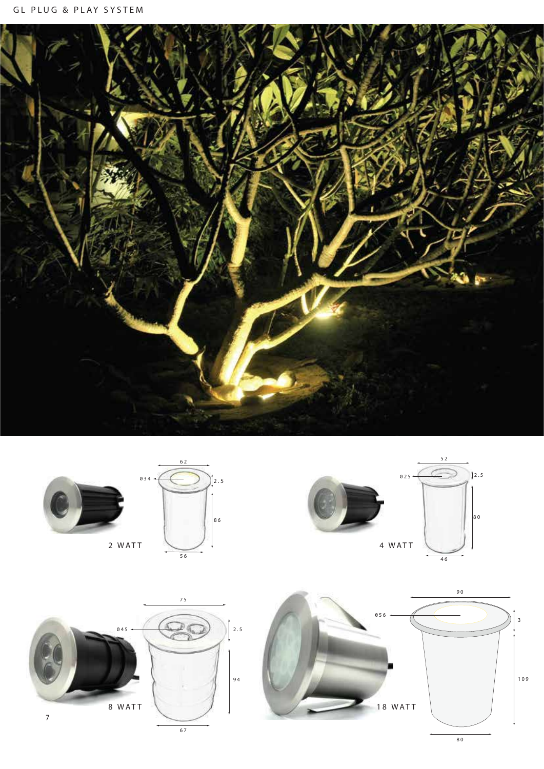2 WATT

62

Ø34

2.5

86

56

4 WATT

52

Ø25

2.5

80

46

8 WATT

75

Ø45

2.5

94

67

18 WATT

90

Ø56

3

109

80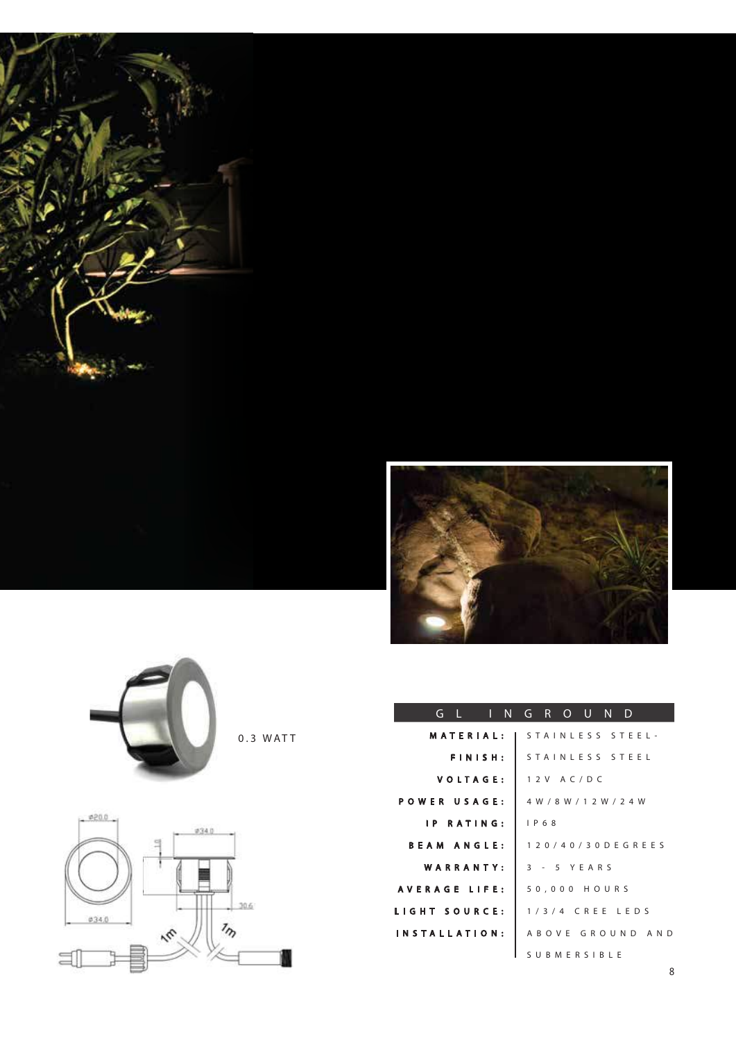0.3 WATT

| GL INGROUND | |
|---|---|
| MATERIAL: | STAINLESS STEEL- |
| FINISH: | STAINLESS STEEL |
| VOLTAGE: | 12V AC/DC |
| POWER USAGE: | 4W/8W/12W/24W |
| IP RATING: | IP68 |
| BEAM ANGLE: | 120/40/30DEGREES |
| WARRANTY: | 3 - 5 YEARS |
| AVERAGE LIFE: | 50,000 HOURS |
| LIGHT SOURCE: | 1/3/4 CREE LEDS |
| INSTALLATION: | ABOVE GROUND AND SUBMERSIBLE |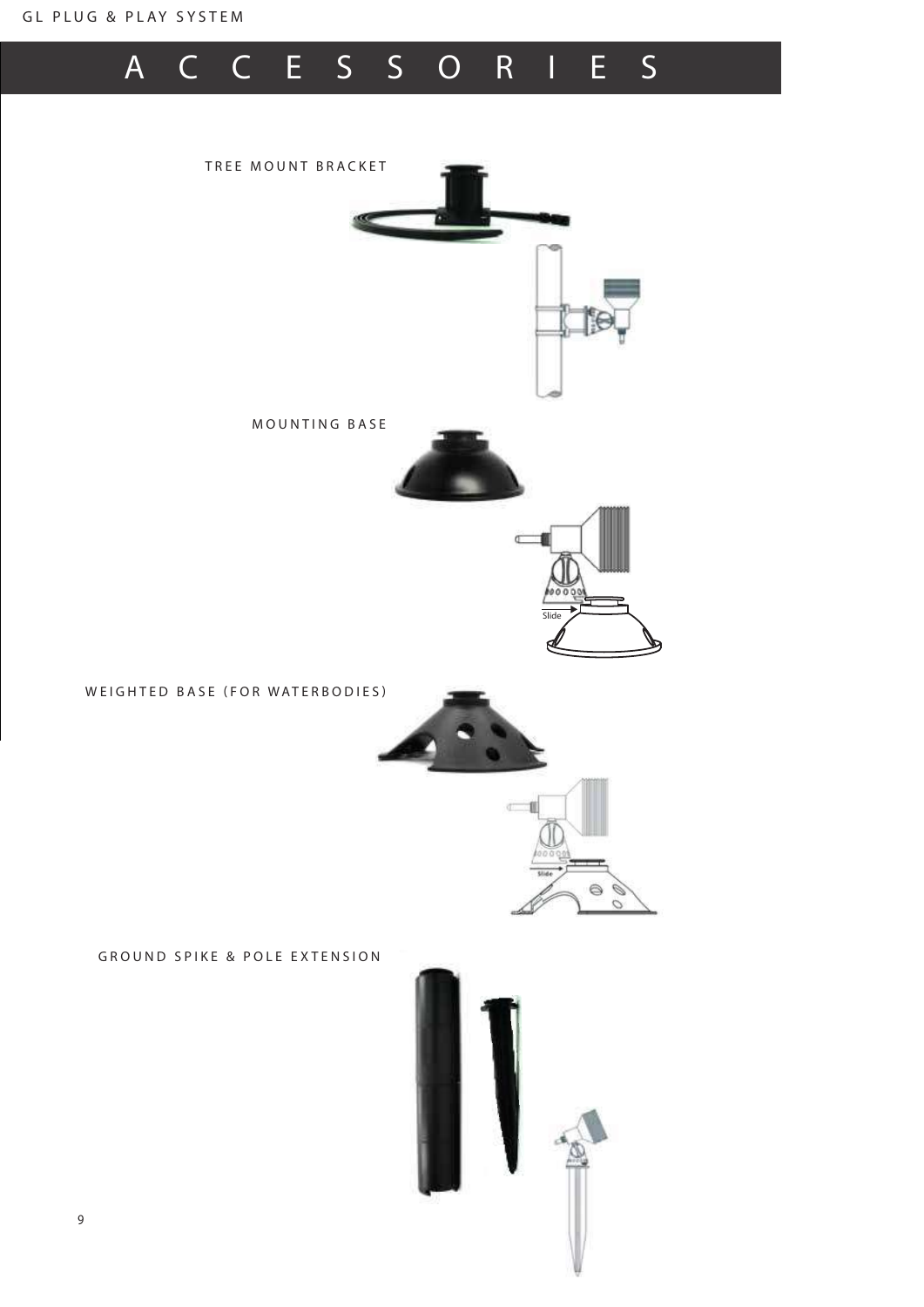# ACCESSORIES

TREE MOUNT BRACKET

MOUNTING BASE

Slide

WEIGHTED BASE (FOR WATERBODIES)

Slide

GROUND SPIKE & POLE EXTENSION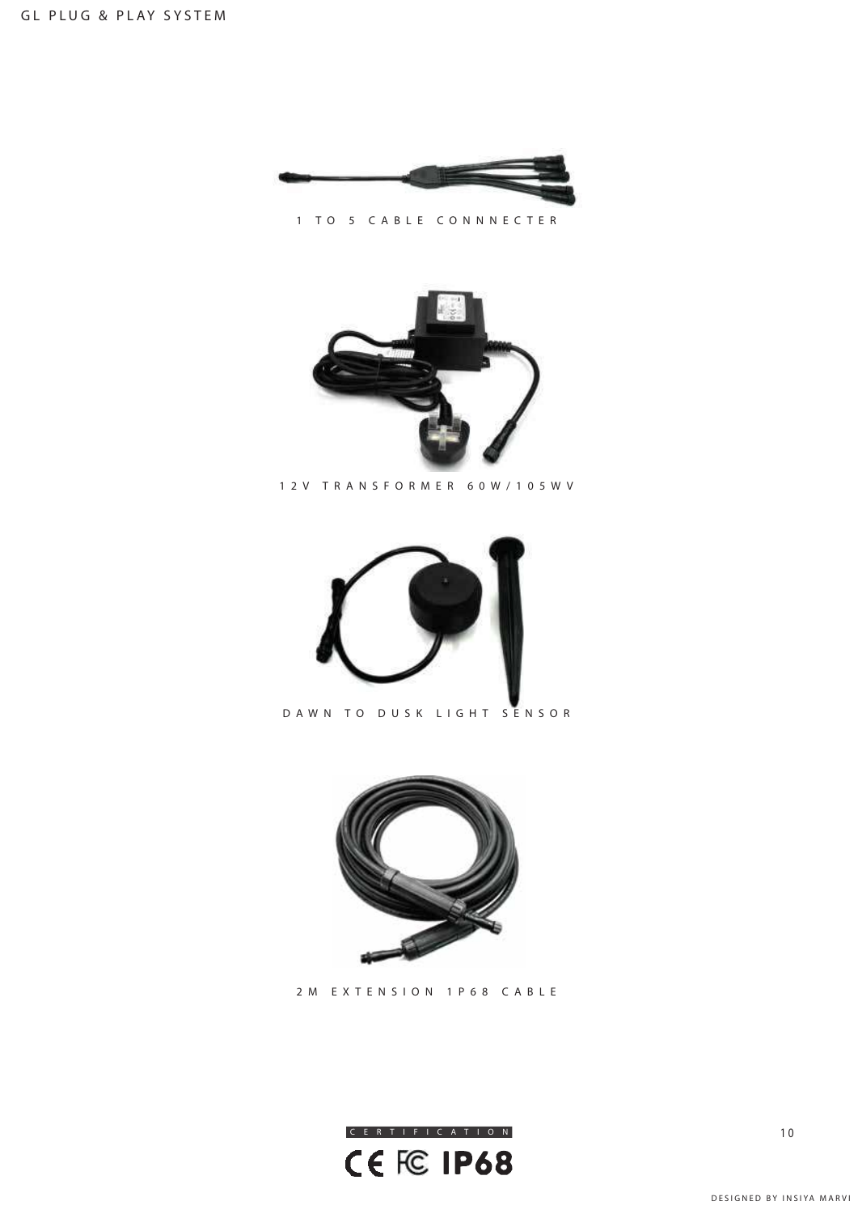1 TO 5 CABLE CONNNECTER

12V TRANSFORMER 60W/105WV

DAWN TO DUSK LIGHT SENSOR

2M EXTENSION 1P68 CABLE

CERTIFICATION

CE FC IP68

DESIGNED BY INSIYA MARVI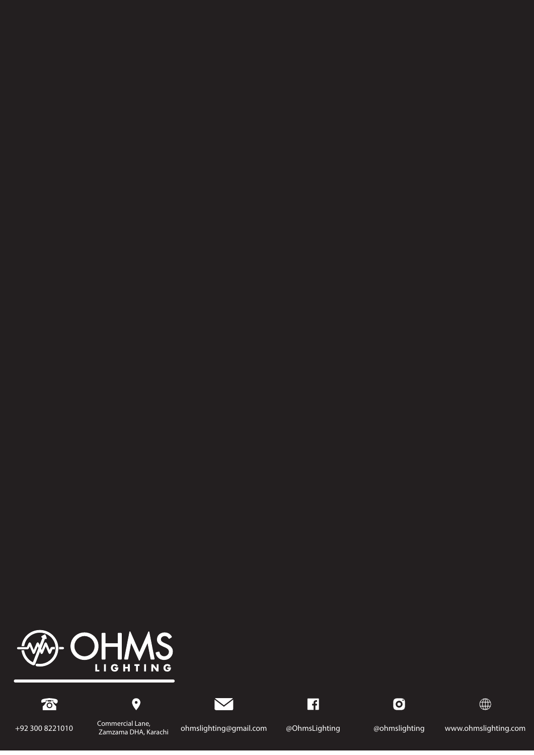OHMS
LIGHTING

+92 300 8221010

Commercial Lane,
Zamzama DHA, Karachi

ohmslighting@gmail.com

@OhmsLighting

@ohmslighting

www.ohmslighting.com